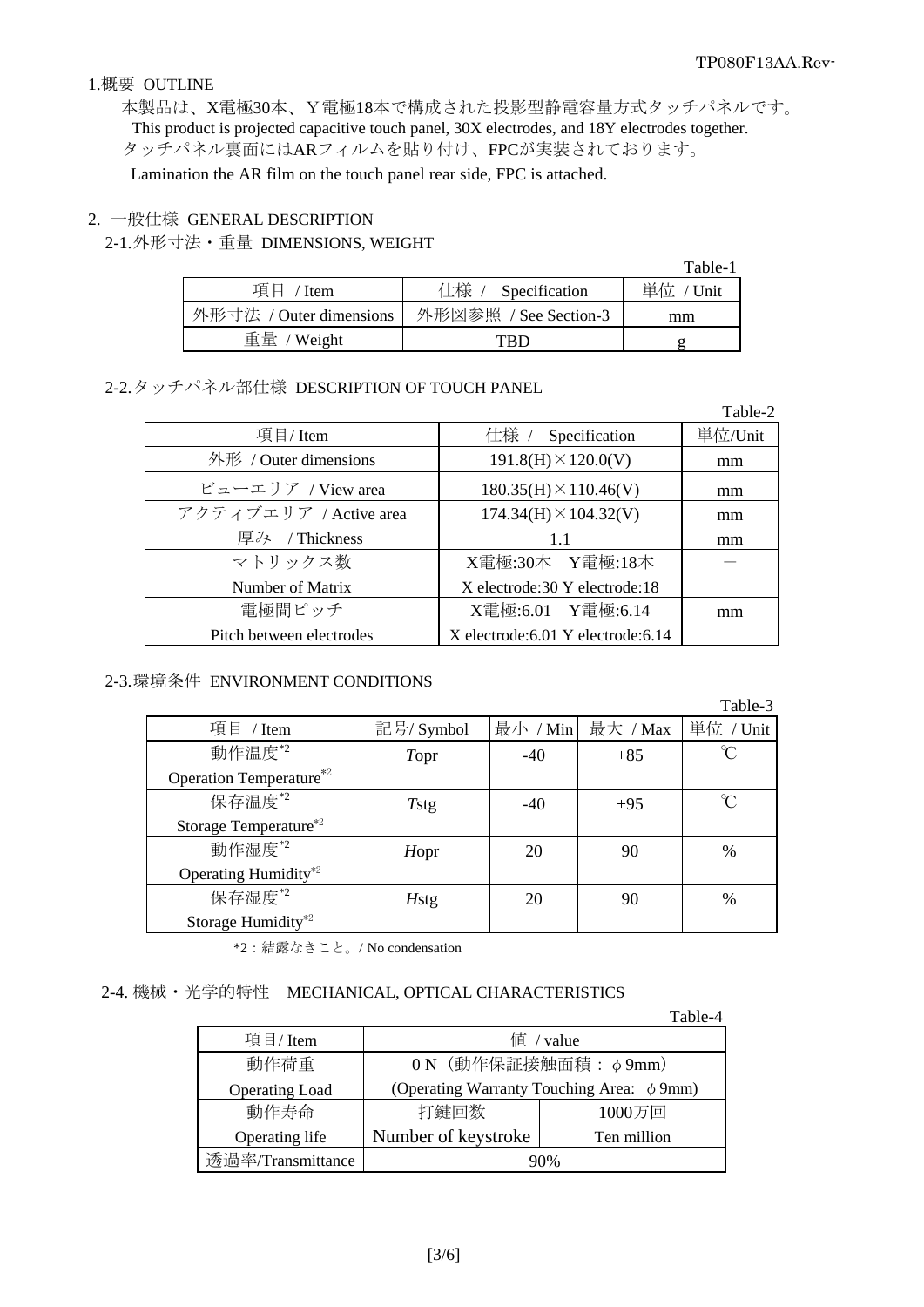## 1.概要 OUTLINE

本製品は、X電極30本、Y電極18本で構成された投影型静電容量方式タッチパネルです。
This product is projected capacitive touch panel, 30X electrodes, and 18Y electrodes together.
タッチパネル裏面にはARフィルムを貼り付け、FPCが実装されております。
Lamination the AR film on the touch panel rear side, FPC is attached.

## 2. 一般仕様 GENERAL DESCRIPTION

### 2-1.外形寸法・重量 DIMENSIONS, WEIGHT

Table-1

| 項目 / Item | 仕様 / Specification | 単位 / Unit |
|---|---|---|
| 外形寸法 / Outer dimensions | 外形図参照 / See Section-3 | mm |
| 重量 / Weight | TBD | g |

### 2-2.タッチパネル部仕様 DESCRIPTION OF TOUCH PANEL

Table-2

| 項目/ Item | 仕様 / Specification | 単位/Unit |
|---|---|---|
| 外形 / Outer dimensions | 191.8(H)×120.0(V) | mm |
| ビューエリア / View area | 180.35(H)×110.46(V) | mm |
| アクティブエリア / Active area | 174.34(H)×104.32(V) | mm |
| 厚み / Thickness | 1.1 | mm |
| マトリックス数 Number of Matrix | X電極:30本 Y電極:18本 X electrode:30 Y electrode:18 | － |
| 電極間ピッチ Pitch between electrodes | X電極:6.01 Y電極:6.14 X electrode:6.01 Y electrode:6.14 | mm |

### 2-3.環境条件 ENVIRONMENT CONDITIONS

Table-3

| 項目 / Item | 記号/ Symbol | 最小 / Min | 最大 / Max | 単位 / Unit |
|---|---|---|---|---|
| 動作温度*2 Operation Temperature*2 | *T*opr | -40 | +85 | ℃ |
| 保存温度*2 Storage Temperature*2 | *T*stg | -40 | +95 | ℃ |
| 動作湿度*2 Operating Humidity*2 | *H*opr | 20 | 90 | % |
| 保存湿度*2 Storage Humidity*2 | *H*stg | 20 | 90 | % |

*2：結露なきこと。/ No condensation

### 2-4. 機械・光学的特性 MECHANICAL, OPTICAL CHARACTERISTICS

Table-4

| 項目/ Item | 値 / value | |
|---|---|---|
| 動作荷重 Operating Load | 0 N（動作保証接触面積：φ9mm） (Operating Warranty Touching Area: φ9mm) | |
| 動作寿命 Operating life | 打鍵回数 Number of keystroke | 1000万回 Ten million |
| 透過率/Transmittance | 90% | |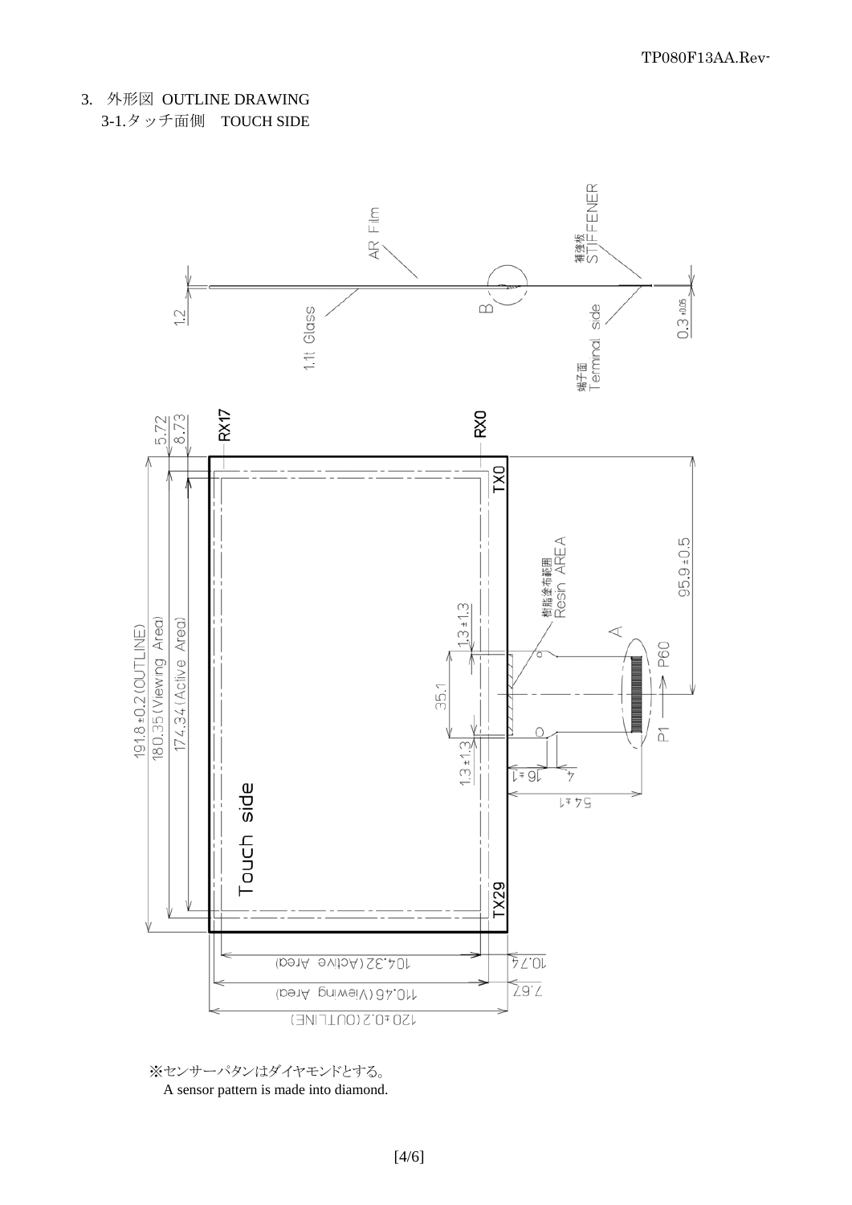## 3. 外形図 OUTLINE DRAWING

### 3-1.タッチ面側　TOUCH SIDE

AR Film

補強板 STIFFENER

1.2

1.1t Glass

B

Terminal side

端子面

0.3 ±0.05

5.72

8.73

RX17

RX0

TX0

樹脂塗布範囲 Resin AREA

95.9±0.5

1.3±1.3

35.1

1.3±1.3

A

P60

P1

16±1

4

54±1

191.8±0.2 (OUTLINE)

180.35 (Viewing Area)

174.34 (Active Area)

Touch side

TX29

104.32 (Active Area)

10.74

110.46 (Viewing Area)

7.67

120±0.2 (OUTLINE)

※センサーパタンはダイヤモンドとする。

A sensor pattern is made into diamond.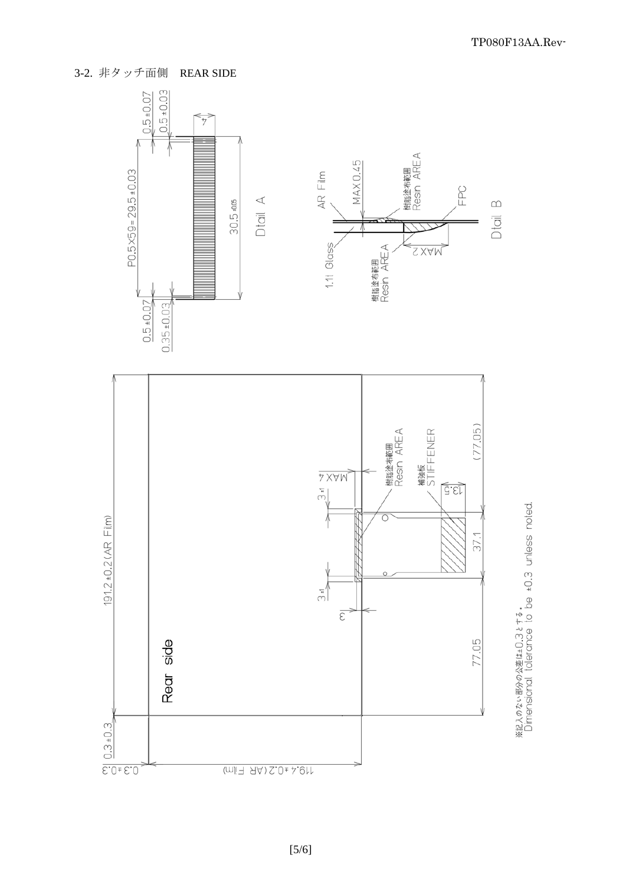3-2. 非タッチ面側　REAR SIDE

Rear side

191.2±0.2(AR Film)

119.4±0.2(AR Film)

0.3±0.3

0.3±0.3

77.05

37.1

(77.05)

3±1

3±1

3

MAX4

13.5

樹脂塗布範囲
Resin AREA

補強板
STIFFENER

P0.5×59=29.5±0.03

0.5±0.07

0.5±0.03

0.5±0.07

0.35±0.03

30.5±0.05

4

Dtail A

AR Film

MAX0.45

樹脂塗布範囲
Resin AREA

1.1t Glass

樹脂塗布範囲
Resin AREA

MAX2

FPC

Dtail B

※記入のない部分の公差は±0.3とする。
Dimensional tolerance to be ±0.3 unless noted.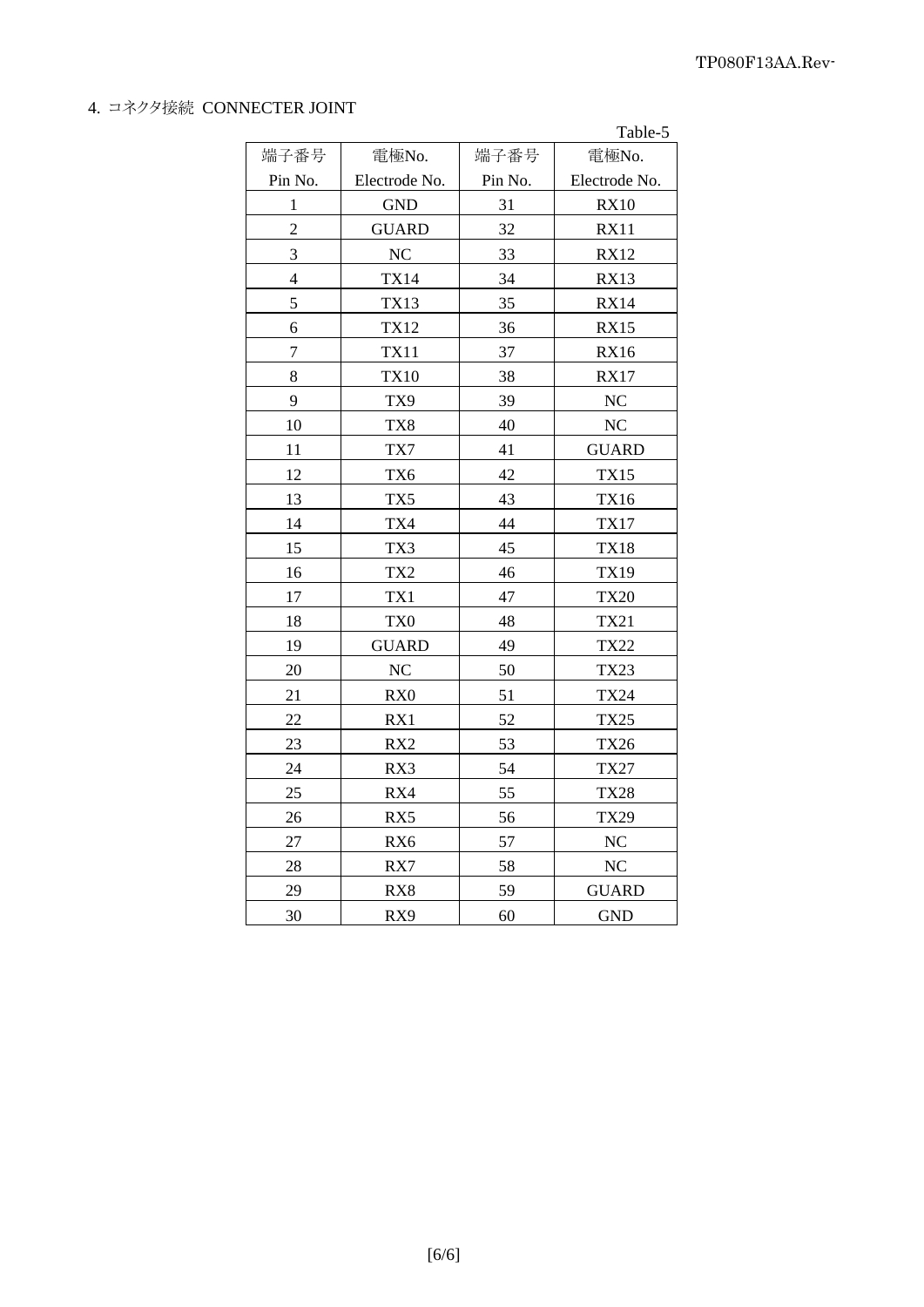## 4. コネクタ接続 CONNECTER JOINT

Table-5

| 端子番号<br>Pin No. | 電極No.<br>Electrode No. | 端子番号<br>Pin No. | 電極No.<br>Electrode No. |
|---|---|---|---|
| 1 | GND | 31 | RX10 |
| 2 | GUARD | 32 | RX11 |
| 3 | NC | 33 | RX12 |
| 4 | TX14 | 34 | RX13 |
| 5 | TX13 | 35 | RX14 |
| 6 | TX12 | 36 | RX15 |
| 7 | TX11 | 37 | RX16 |
| 8 | TX10 | 38 | RX17 |
| 9 | TX9 | 39 | NC |
| 10 | TX8 | 40 | NC |
| 11 | TX7 | 41 | GUARD |
| 12 | TX6 | 42 | TX15 |
| 13 | TX5 | 43 | TX16 |
| 14 | TX4 | 44 | TX17 |
| 15 | TX3 | 45 | TX18 |
| 16 | TX2 | 46 | TX19 |
| 17 | TX1 | 47 | TX20 |
| 18 | TX0 | 48 | TX21 |
| 19 | GUARD | 49 | TX22 |
| 20 | NC | 50 | TX23 |
| 21 | RX0 | 51 | TX24 |
| 22 | RX1 | 52 | TX25 |
| 23 | RX2 | 53 | TX26 |
| 24 | RX3 | 54 | TX27 |
| 25 | RX4 | 55 | TX28 |
| 26 | RX5 | 56 | TX29 |
| 27 | RX6 | 57 | NC |
| 28 | RX7 | 58 | NC |
| 29 | RX8 | 59 | GUARD |
| 30 | RX9 | 60 | GND |